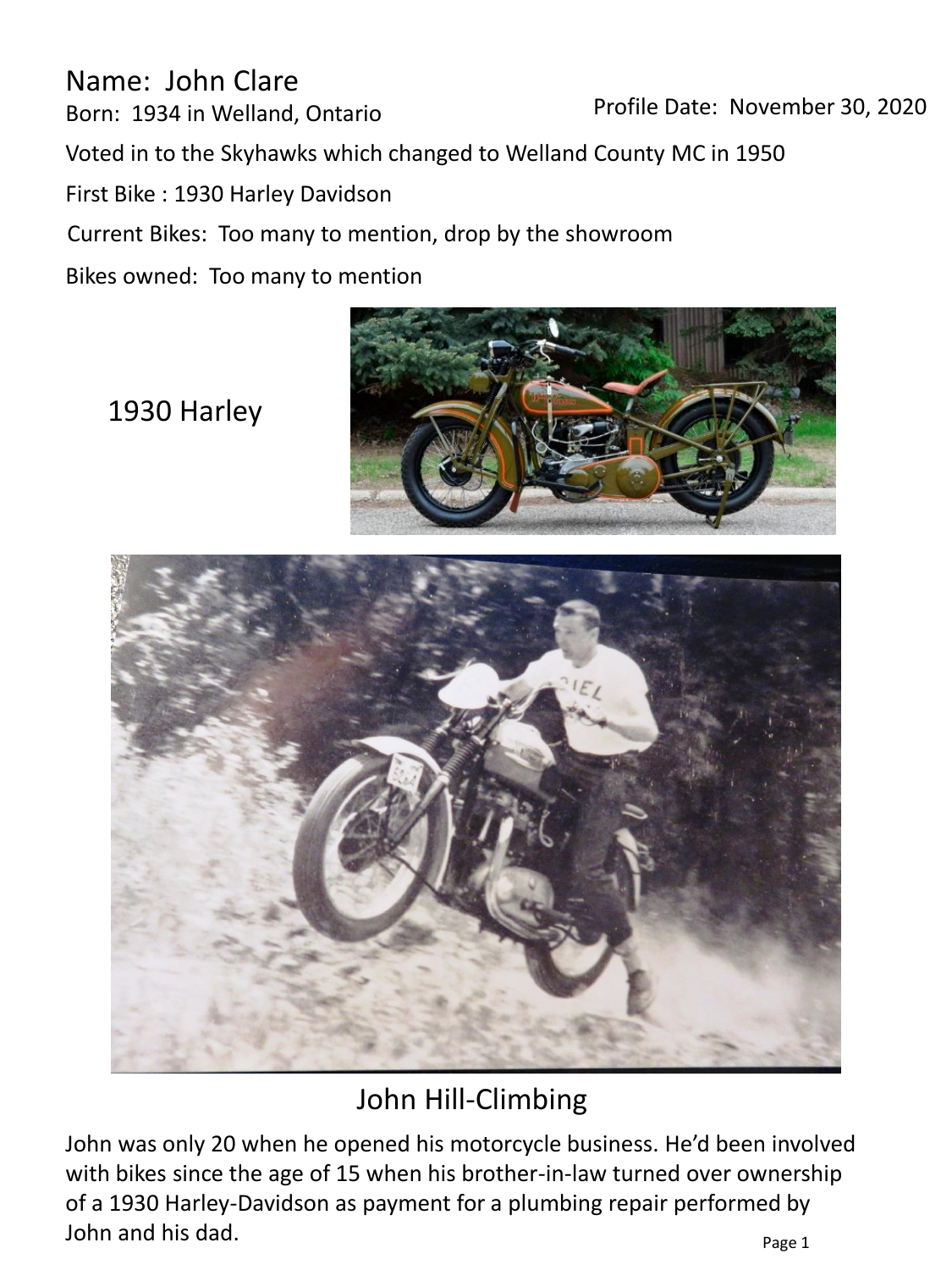Name: John Clare

Born: 1934 in Welland, Ontario

Profile Date: November 30, 2020

Voted in to the Skyhawks which changed to Welland County MC in 1950

First Bike : 1930 Harley Davidson

Current Bikes: Too many to mention, drop by the showroom

Bikes owned: Too many to mention

1930 Harley

John Hill-Climbing

John was only 20 when he opened his motorcycle business. He'd been involved with bikes since the age of 15 when his brother-in-law turned over ownership of a 1930 Harley-Davidson as payment for a plumbing repair performed by John and his dad.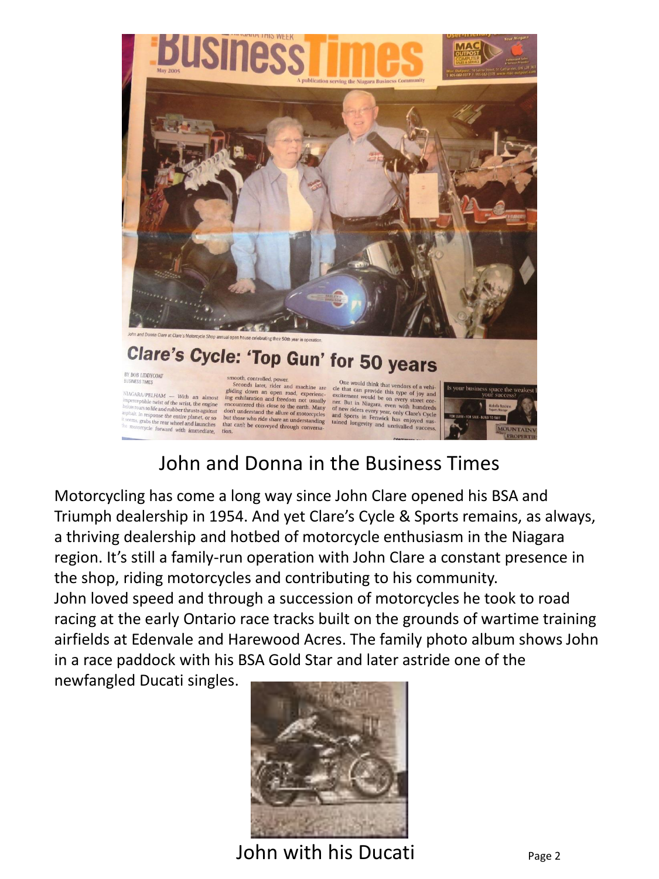John and Donna in the Business Times

Motorcycling has come a long way since John Clare opened his BSA and Triumph dealership in 1954. And yet Clare's Cycle & Sports remains, as always, a thriving dealership and hotbed of motorcycle enthusiasm in the Niagara region. It's still a family-run operation with John Clare a constant presence in the shop, riding motorcycles and contributing to his community.
John loved speed and through a succession of motorcycles he took to road racing at the early Ontario race tracks built on the grounds of wartime training airfields at Edenvale and Harewood Acres. The family photo album shows John in a race paddock with his BSA Gold Star and later astride one of the newfangled Ducati singles.

John with his Ducati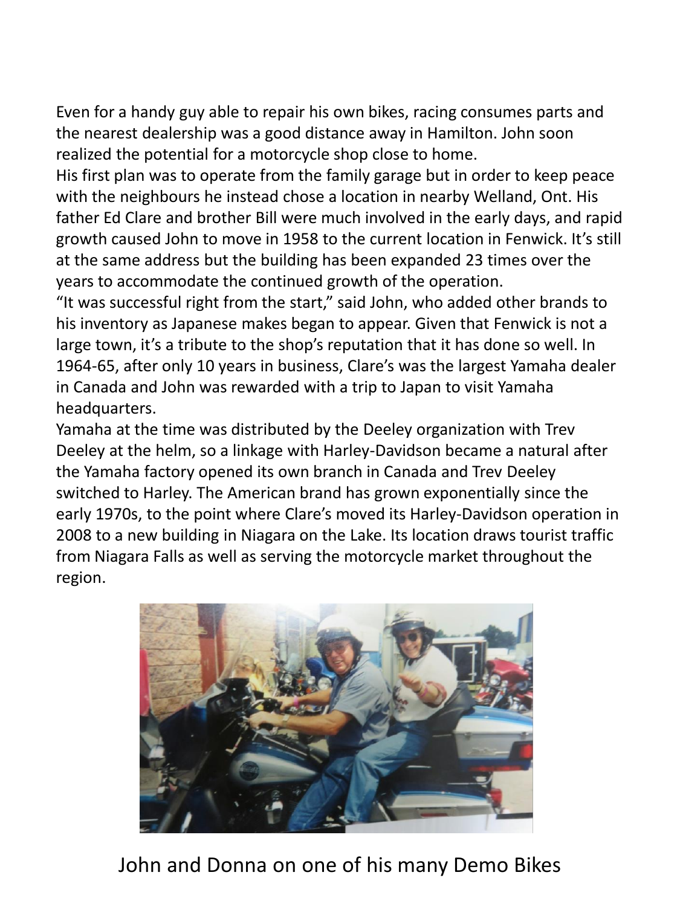Even for a handy guy able to repair his own bikes, racing consumes parts and the nearest dealership was a good distance away in Hamilton. John soon realized the potential for a motorcycle shop close to home.

His first plan was to operate from the family garage but in order to keep peace with the neighbours he instead chose a location in nearby Welland, Ont. His father Ed Clare and brother Bill were much involved in the early days, and rapid growth caused John to move in 1958 to the current location in Fenwick. It's still at the same address but the building has been expanded 23 times over the years to accommodate the continued growth of the operation.

"It was successful right from the start," said John, who added other brands to his inventory as Japanese makes began to appear. Given that Fenwick is not a large town, it's a tribute to the shop's reputation that it has done so well. In 1964-65, after only 10 years in business, Clare's was the largest Yamaha dealer in Canada and John was rewarded with a trip to Japan to visit Yamaha headquarters.

Yamaha at the time was distributed by the Deeley organization with Trev Deeley at the helm, so a linkage with Harley-Davidson became a natural after the Yamaha factory opened its own branch in Canada and Trev Deeley switched to Harley. The American brand has grown exponentially since the early 1970s, to the point where Clare's moved its Harley-Davidson operation in 2008 to a new building in Niagara on the Lake. Its location draws tourist traffic from Niagara Falls as well as serving the motorcycle market throughout the region.

John and Donna on one of his many Demo Bikes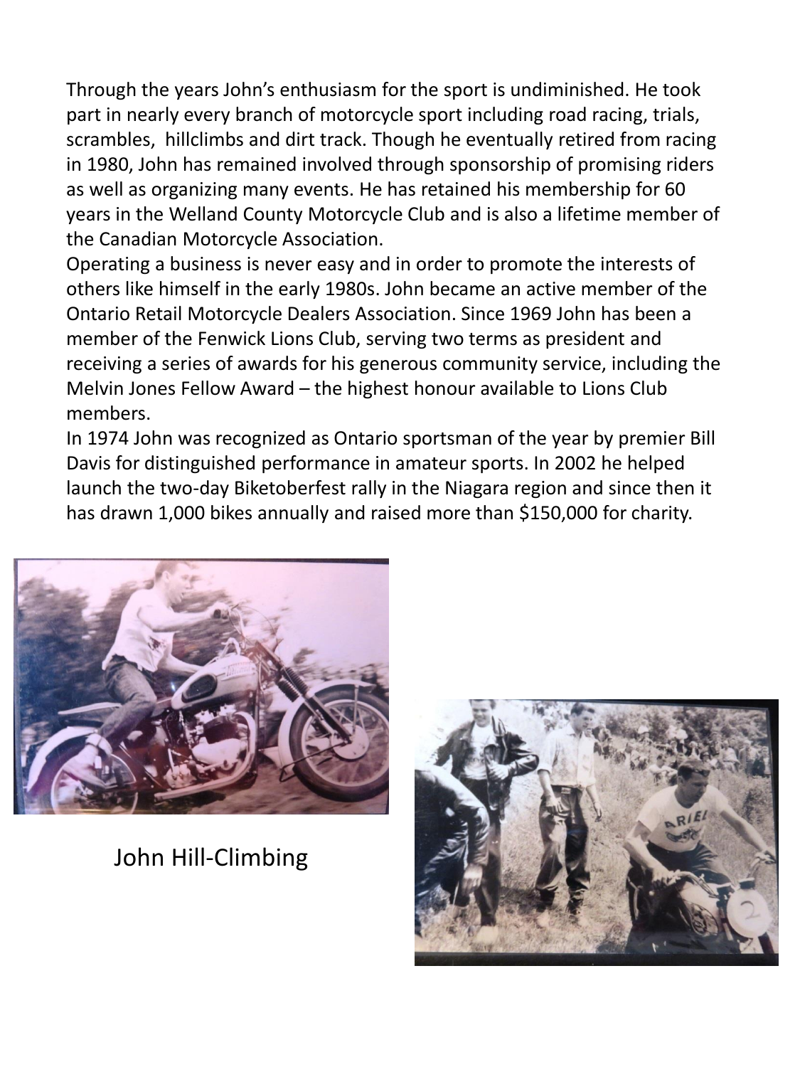Through the years John's enthusiasm for the sport is undiminished. He took part in nearly every branch of motorcycle sport including road racing, trials, scrambles, hillclimbs and dirt track. Though he eventually retired from racing in 1980, John has remained involved through sponsorship of promising riders as well as organizing many events. He has retained his membership for 60 years in the Welland County Motorcycle Club and is also a lifetime member of the Canadian Motorcycle Association.

Operating a business is never easy and in order to promote the interests of others like himself in the early 1980s. John became an active member of the Ontario Retail Motorcycle Dealers Association. Since 1969 John has been a member of the Fenwick Lions Club, serving two terms as president and receiving a series of awards for his generous community service, including the Melvin Jones Fellow Award – the highest honour available to Lions Club members.

In 1974 John was recognized as Ontario sportsman of the year by premier Bill Davis for distinguished performance in amateur sports. In 2002 he helped launch the two-day Biketoberfest rally in the Niagara region and since then it has drawn 1,000 bikes annually and raised more than $150,000 for charity.

John Hill-Climbing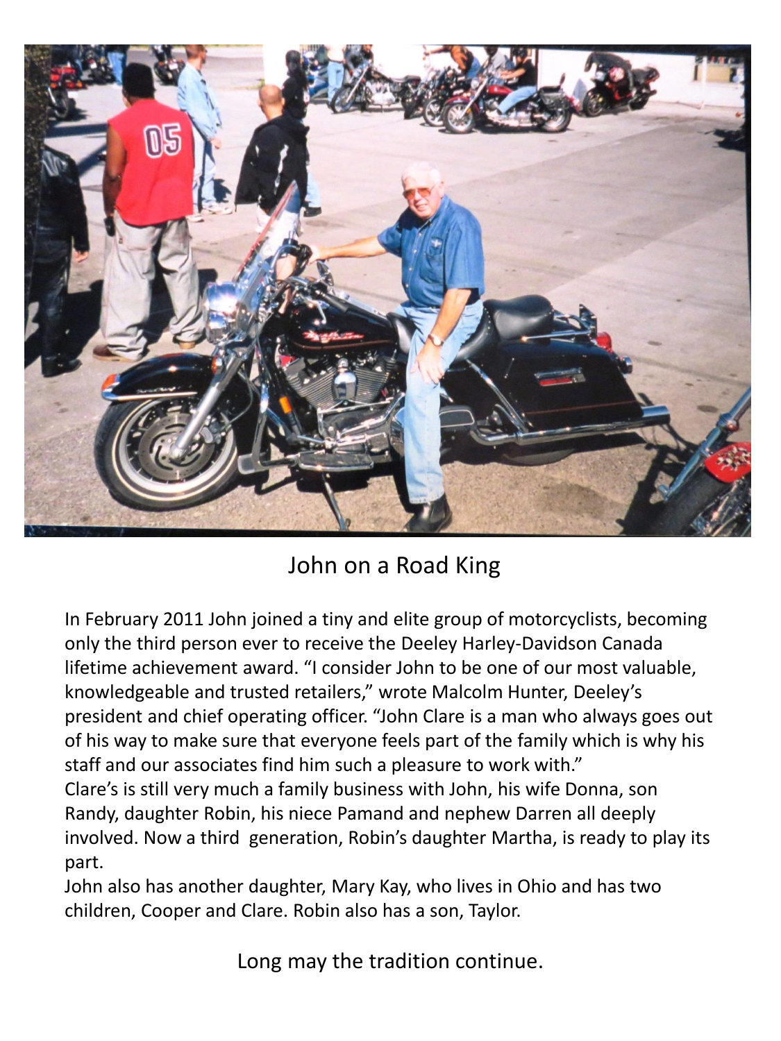John on a Road King

In February 2011 John joined a tiny and elite group of motorcyclists, becoming only the third person ever to receive the Deeley Harley-Davidson Canada lifetime achievement award. “I consider John to be one of our most valuable, knowledgeable and trusted retailers,” wrote Malcolm Hunter, Deeley’s president and chief operating officer. “John Clare is a man who always goes out of his way to make sure that everyone feels part of the family which is why his staff and our associates find him such a pleasure to work with.”

Clare’s is still very much a family business with John, his wife Donna, son Randy, daughter Robin, his niece Pamand and nephew Darren all deeply involved. Now a third generation, Robin’s daughter Martha, is ready to play its part.

John also has another daughter, Mary Kay, who lives in Ohio and has two children, Cooper and Clare. Robin also has a son, Taylor.

Long may the tradition continue.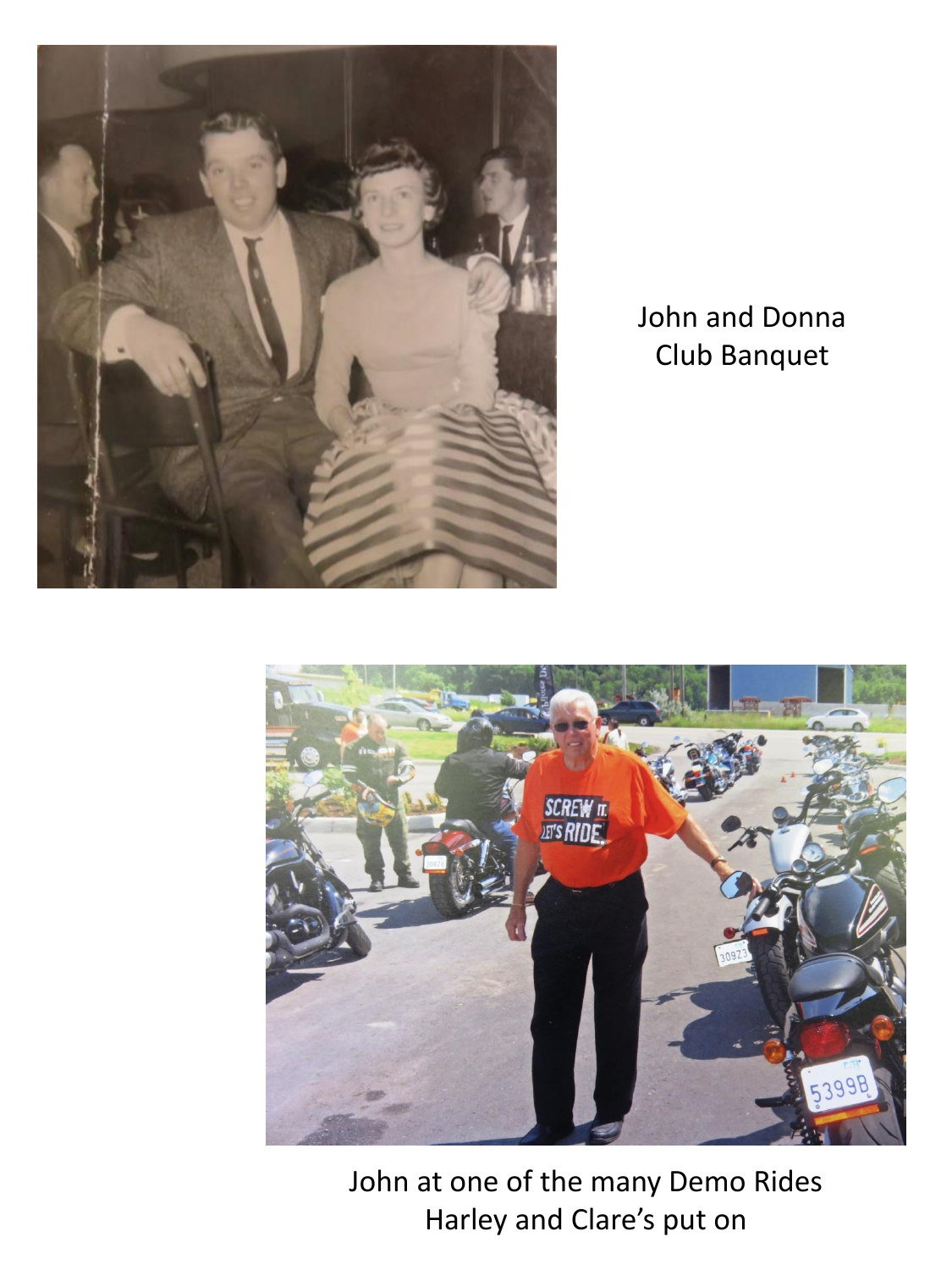John and Donna
Club Banquet

John at one of the many Demo Rides
Harley and Clare's put on